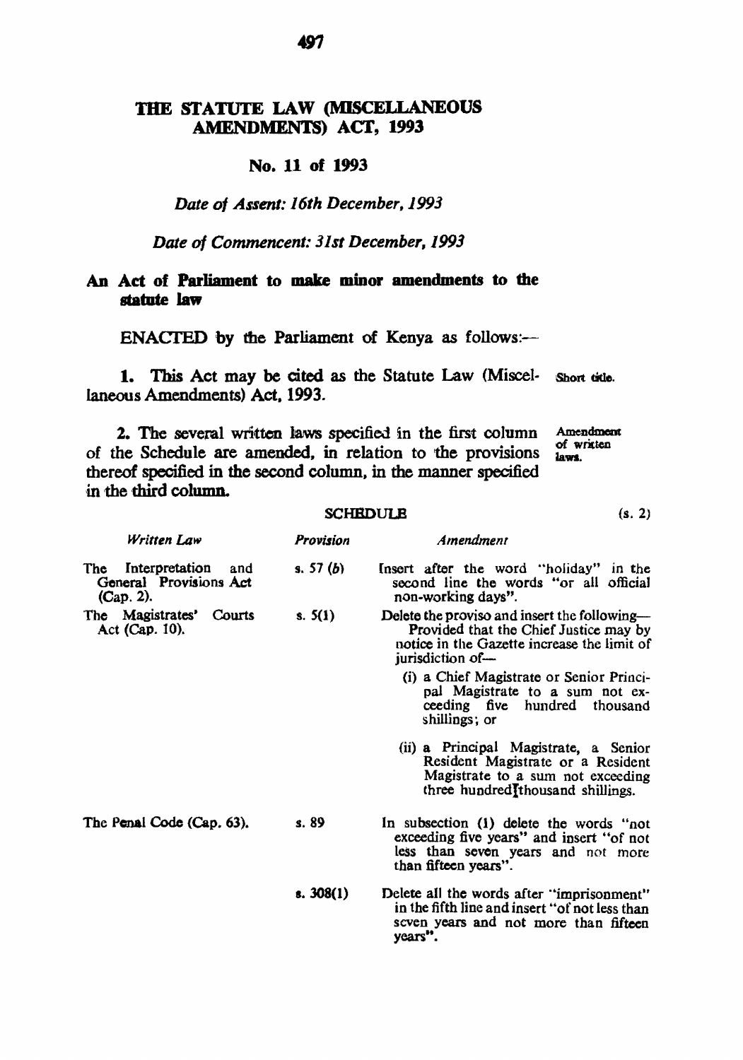# THE STATUTE LAW (MISCELLANEOUS AMENDMENTS) ACT, 1993

## No. 11 of 1993

*Date of Assent: 16th December, 1993*

*Date of Commencent: 31st December, 1993*

**An Act of Parliament to make minor amendments to the statute law**

ENACTED by the Parliament of Kenya as follows:—

Short title.

**1.** This Act may be cited as the Statute Law (Miscellaneous Amendments) Act, 1993.

Amendment of written laws.

**2.** The several written laws specified in the first column of the Schedule are amended, in relation to the provisions thereof specified in the second column, in the manner specified in the third column.

SCHEDULE (s. 2)

| *Written Law* | *Provision* | *Amendment* |
|---|---|---|
| The Interpretation and General Provisions Act (Cap. 2). | s. 57 (*b*) | Insert after the word "holiday" in the second line the words "or all official non-working days". |
| The Magistrates' Courts Act (Cap. 10). | s. 5(1) | Delete the proviso and insert the following— Provided that the Chief Justice may by notice in the Gazette increase the limit of jurisdiction of— (i) a Chief Magistrate or Senior Principal Magistrate to a sum not exceeding five hundred thousand shillings; or (ii) a Principal Magistrate, a Senior Resident Magistrate or a Resident Magistrate to a sum not exceeding three hundred thousand shillings. |
| The Penal Code (Cap. 63). | s. 89 | In subsection (1) delete the words "not exceeding five years" and insert "of not less than seven years and not more than fifteen years". |
| | s. 308(1) | Delete all the words after "imprisonment" in the fifth line and insert "of not less than seven years and not more than fifteen years". |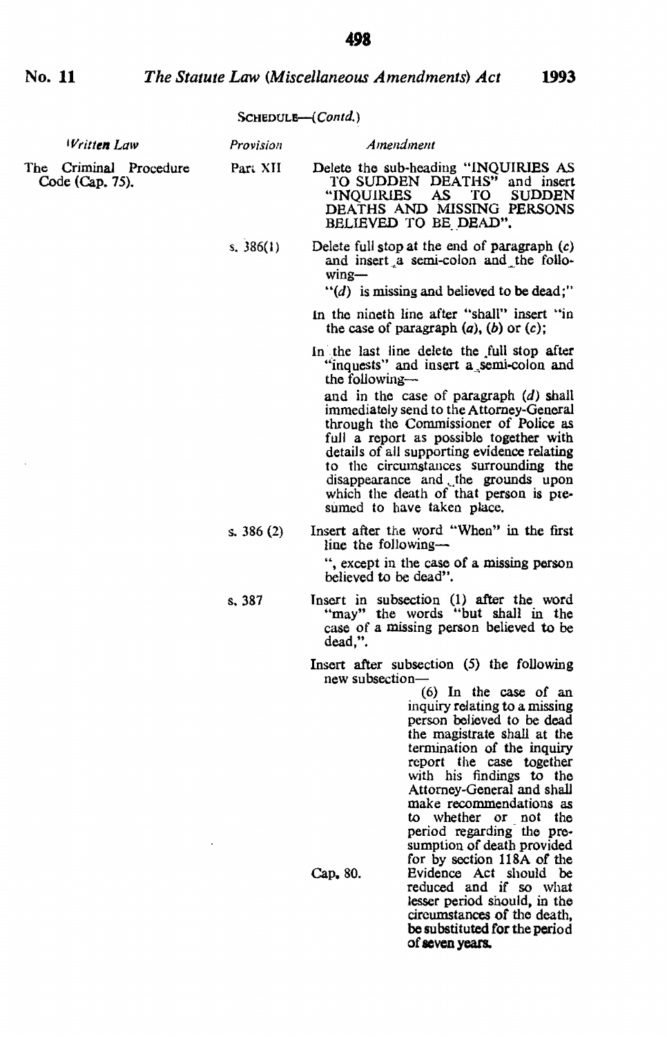SCHEDULE—(*Contd.*)

| *Written Law* | *Provision* | *Amendment* |
|---|---|---|
| The Criminal Procedure Code (Cap. 75). | Part XII | Delete the sub-heading "INQUIRIES AS TO SUDDEN DEATHS" and insert "INQUIRIES AS TO SUDDEN DEATHS AND MISSING PERSONS BELIEVED TO BE DEAD". |
| | s. 386(1) | Delete full stop at the end of paragraph (*c*) and insert a semi-colon and the following— "(*d*) is missing and believed to be dead;" |
| | | In the nineth line after "shall" insert "in the case of paragraph (*a*), (*b*) or (*c*); |
| | | In the last line delete the full stop after "inquests" and insert a semi-colon and the following— and in the case of paragraph (*d*) shall immediately send to the Attorney-General through the Commissioner of Police as full a report as possible together with details of all supporting evidence relating to the circumstances surrounding the disappearance and the grounds upon which the death of that person is presumed to have taken place. |
| | s. 386 (2) | Insert after the word "When" in the first line the following— ", except in the case of a missing person believed to be dead". |
| | s. 387 | Insert in subsection (1) after the word "may" the words "but shall in the case of a missing person believed to be dead,". |
| | | Insert after subsection (5) the following new subsection— (6) In the case of an inquiry relating to a missing person believed to be dead the magistrate shall at the termination of the inquiry report the case together with his findings to the Attorney-General and shall make recommendations as to whether or not the period regarding the presumption of death provided for by section 118A of the Evidence Act should be reduced and if so what lesser period should, in the circumstances of the death, be substituted for the period of seven years. |
| | Cap. 80. | |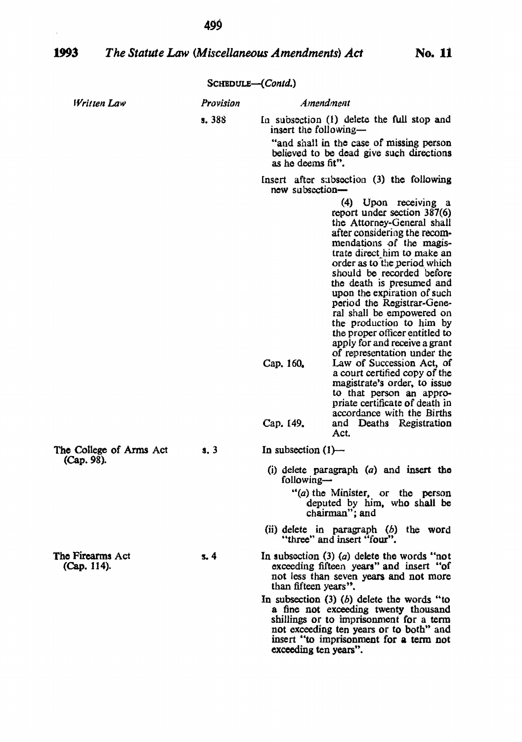**SCHEDULE—(Contd.)**

| *Written Law* | *Provision* | *Amendment* |
|---|---|---|
| | s. 388 | In subsection (1) delete the full stop and insert the following—<br>"and shall in the case of missing person believed to be dead give such directions as he deems fit".<br>Insert after subsection (3) the following new subsection—<br>(4) Upon receiving a report under section 387(6) the Attorney-General shall after considering the recommendations of the magistrate direct him to make an order as to the period which should be recorded before the death is presumed and upon the expiration of such period the Registrar-General shall be empowered on the production to him by the proper officer entitled to apply for and receive a grant of representation under the Law of Succession Act, (Cap. 160) of a court certified copy of the magistrate's order, to issue to that person an appropriate certificate of death in accordance with the Births and Deaths Registration Act (Cap. 149). |
| The College of Arms Act (Cap. 98). | s. 3 | In subsection (1)—<br>(i) delete paragraph (*a*) and insert the following—<br>"(*a*) the Minister, or the person deputed by him, who shall be chairman"; and<br>(ii) delete in paragraph (*b*) the word "three" and insert "four". |
| The Firearms Act (Cap. 114). | s. 4 | In subsection (3) (*a*) delete the words "not exceeding fifteen years" and insert "of not less than seven years and not more than fifteen years".<br>In subsection (3) (*b*) delete the words "to a fine not exceeding twenty thousand shillings or to imprisonment for a term not exceeding ten years or to both" and insert "to imprisonment for a term not exceeding ten years". |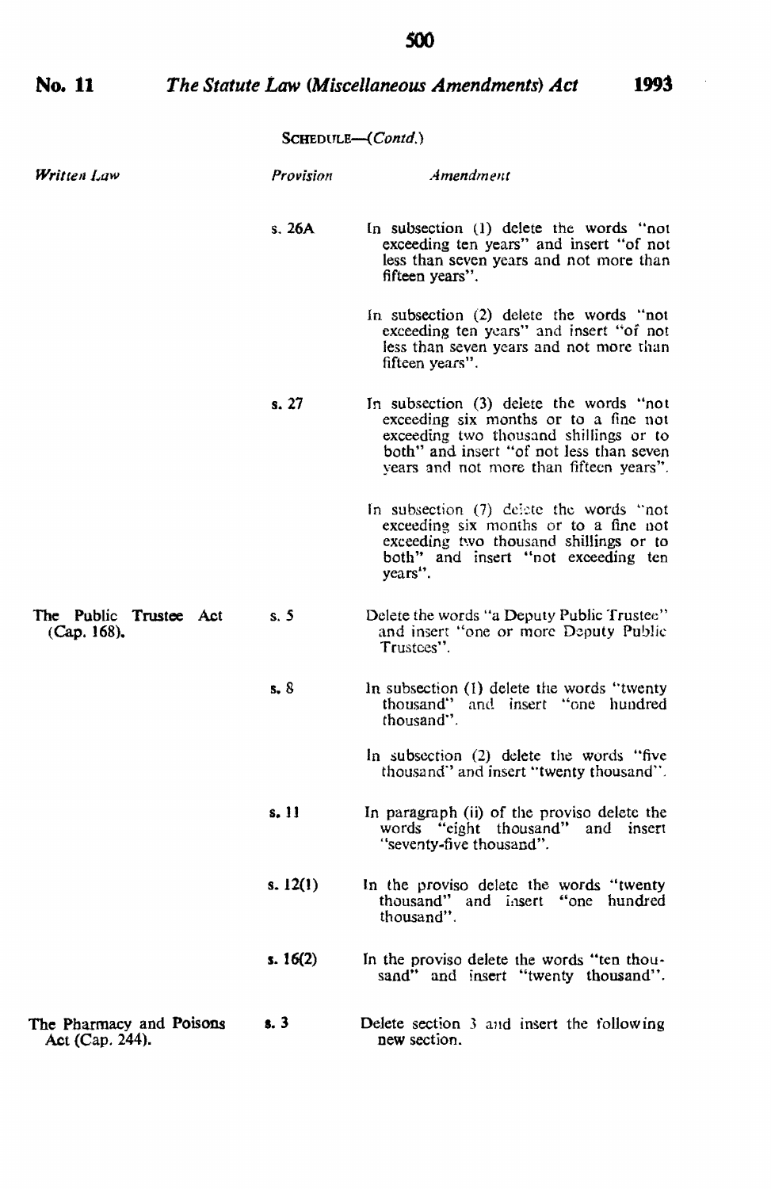SCHEDULE—(*Contd.*)

| *Written Law* | *Provision* | *Amendment* |
|---|---|---|
| | s. 26A | In subsection (1) delete the words "not exceeding ten years" and insert "of not less than seven years and not more than fifteen years". |
| | | In subsection (2) delete the words "not exceeding ten years" and insert "of not less than seven years and not more than fifteen years". |
| | s. 27 | In subsection (3) delete the words "not exceeding six months or to a fine not exceeding two thousand shillings or to both" and insert "of not less than seven years and not more than fifteen years". |
| | | In subsection (7) delete the words "not exceeding six months or to a fine not exceeding two thousand shillings or to both" and insert "not exceeding ten years". |
| The Public Trustee Act (Cap. 168). | s. 5 | Delete the words "a Deputy Public Trustee" and insert "one or more Deputy Public Trustees". |
| | s. 8 | In subsection (1) delete the words "twenty thousand" and insert "one hundred thousand". |
| | | In subsection (2) delete the words "five thousand" and insert "twenty thousand". |
| | s. 11 | In paragraph (ii) of the proviso delete the words "eight thousand" and insert "seventy-five thousand". |
| | s. 12(1) | In the proviso delete the words "twenty thousand" and insert "one hundred thousand". |
| | s. 16(2) | In the proviso delete the words "ten thousand" and insert "twenty thousand". |
| The Pharmacy and Poisons Act (Cap. 244). | s. 3 | Delete section 3 and insert the following new section. |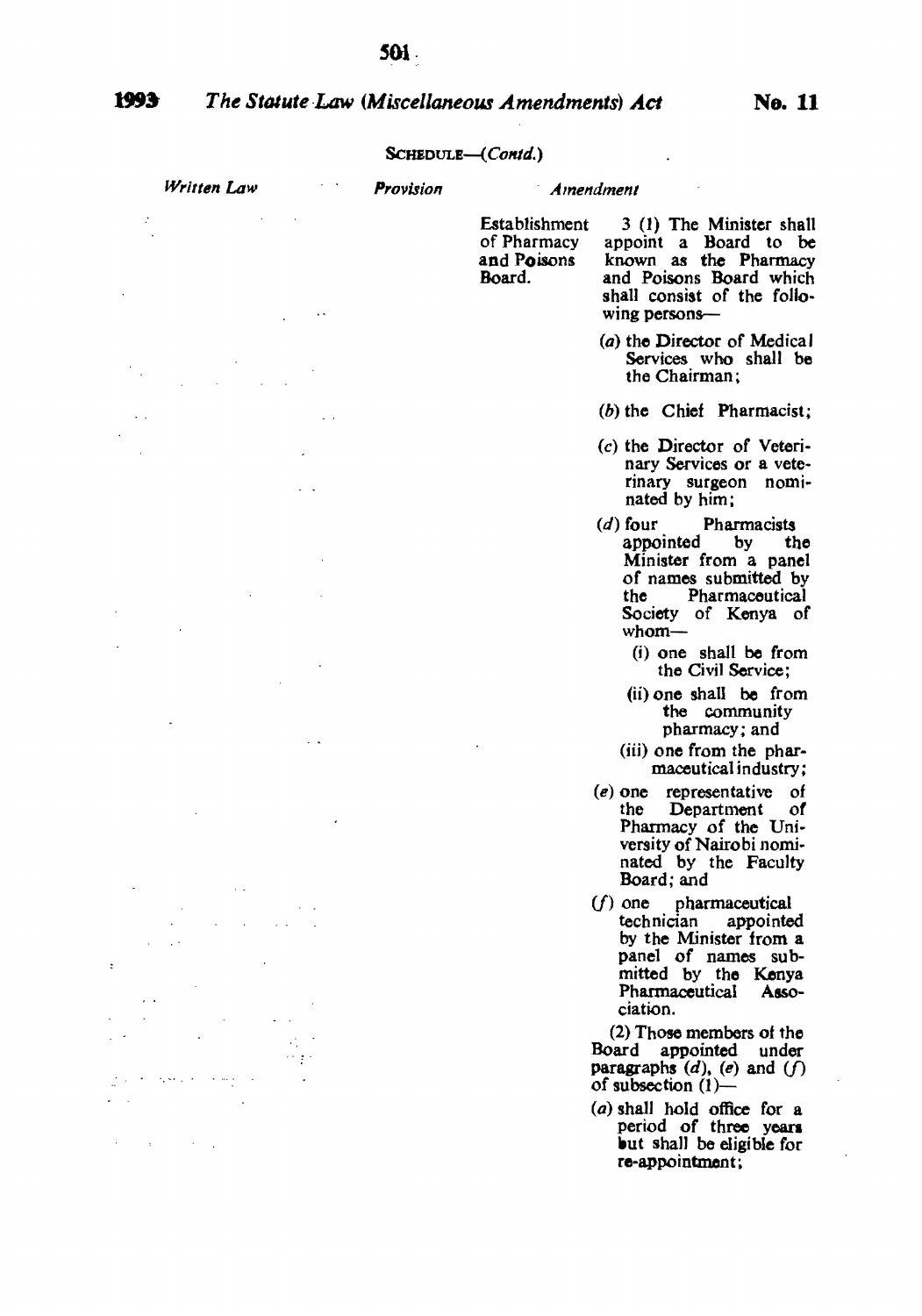SCHEDULE—(*Contd.*)

| *Written Law* | *Provision* | *Amendment* |
|---|---|---|
| | | Establishment of Pharmacy and Poisons Board. |

3 (1) The Minister shall appoint a Board to be known as the Pharmacy and Poisons Board which shall consist of the following persons—

(*a*) the Director of Medical Services who shall be the Chairman;

(*b*) the Chief Pharmacist;

(*c*) the Director of Veterinary Services or a veterinary surgeon nominated by him;

(*d*) four Pharmacists appointed by the Minister from a panel of names submitted by the Pharmaceutical Society of Kenya of whom—

(i) one shall be from the Civil Service;

(ii) one shall be from the community pharmacy; and

(iii) one from the pharmaceutical industry;

(*e*) one representative of the Department of Pharmacy of the University of Nairobi nominated by the Faculty Board; and

(*f*) one pharmaceutical technician appointed by the Minister from a panel of names submitted by the Kenya Pharmaceutical Association.

(2) Those members of the Board appointed under paragraphs (*d*), (*e*) and (*f*) of subsection (1)—

(*a*) shall hold office for a period of three years but shall be eligible for re-appointment;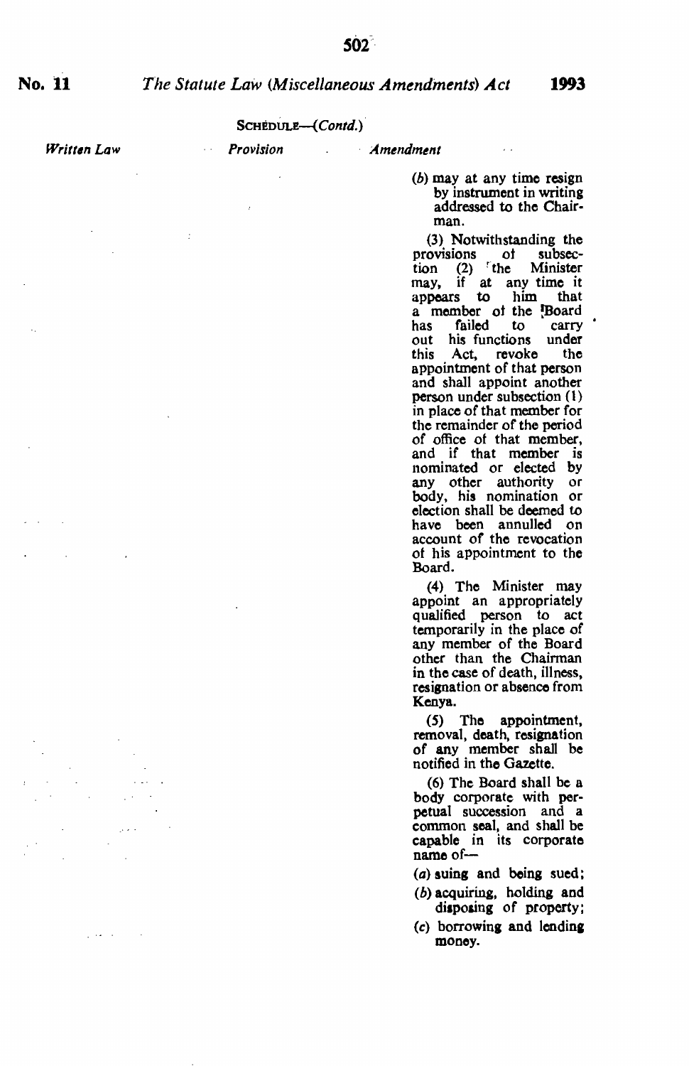SCHEDULE—(*Contd.*)

| *Written Law* | *Provision* | *Amendment* |
|---|---|---|
| | | (*b*) may at any time resign by instrument in writing addressed to the Chairman. |
| | | (3) Notwithstanding the provisions of subsection (2) the Minister may, if at any time it appears to him that a member of the Board has failed to carry out his functions under this Act, revoke the appointment of that person and shall appoint another person under subsection (1) in place of that member for the remainder of the period of office of that member, and if that member is nominated or elected by any other authority or body, his nomination or election shall be deemed to have been annulled on account of the revocation of his appointment to the Board. |
| | | (4) The Minister may appoint an appropriately qualified person to act temporarily in the place of any member of the Board other than the Chairman in the case of death, illness, resignation or absence from Kenya. |
| | | (5) The appointment, removal, death, resignation of any member shall be notified in the Gazette. |
| | | (6) The Board shall be a body corporate with perpetual succession and a common seal, and shall be capable in its corporate name of— |
| | | (*a*) suing and being sued; |
| | | (*b*) acquiring, holding and disposing of property; |
| | | (*c*) borrowing and lending money. |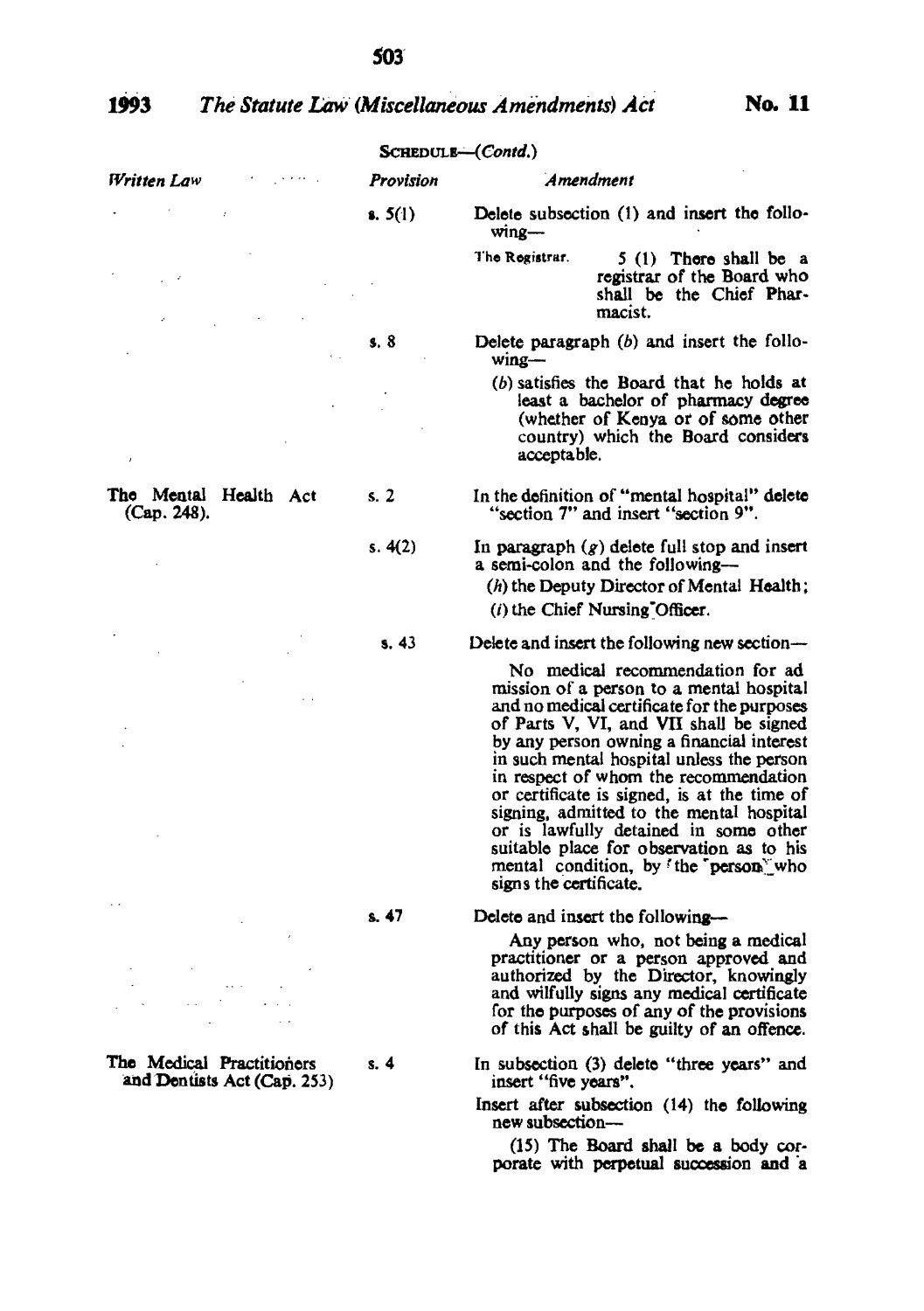SCHEDULE—(*Contd.*)

| *Written Law* | *Provision* | *Amendment* |
|---|---|---|
| | s. 5(1) | Delete subsection (1) and insert the following—<br><br>The Registrar. 5 (1) There shall be a registrar of the Board who shall be the Chief Pharmacist. |
| | s. 8 | Delete paragraph (*b*) and insert the following—<br><br>(*b*) satisfies the Board that he holds at least a bachelor of pharmacy degree (whether of Kenya or of some other country) which the Board considers acceptable. |
| The Mental Health Act (Cap. 248). | s. 2 | In the definition of "mental hospital" delete "section 7" and insert "section 9". |
| | s. 4(2) | In paragraph (*g*) delete full stop and insert a semi-colon and the following—<br>(*h*) the Deputy Director of Mental Health;<br>(*i*) the Chief Nursing Officer. |
| | s. 43 | Delete and insert the following new section—<br><br>No medical recommendation for admission of a person to a mental hospital and no medical certificate for the purposes of Parts V, VI, and VII shall be signed by any person owning a financial interest in such mental hospital unless the person in respect of whom the recommendation or certificate is signed, is at the time of signing, admitted to the mental hospital or is lawfully detained in some other suitable place for observation as to his mental condition, by the person who signs the certificate. |
| | s. 47 | Delete and insert the following—<br><br>Any person who, not being a medical practitioner or a person approved and authorized by the Director, knowingly and wilfully signs any medical certificate for the purposes of any of the provisions of this Act shall be guilty of an offence. |
| The Medical Practitioners and Dentists Act (Cap. 253) | s. 4 | In subsection (3) delete "three years" and insert "five years".<br><br>Insert after subsection (14) the following new subsection—<br><br>(15) The Board shall be a body corporate with perpetual succession and a |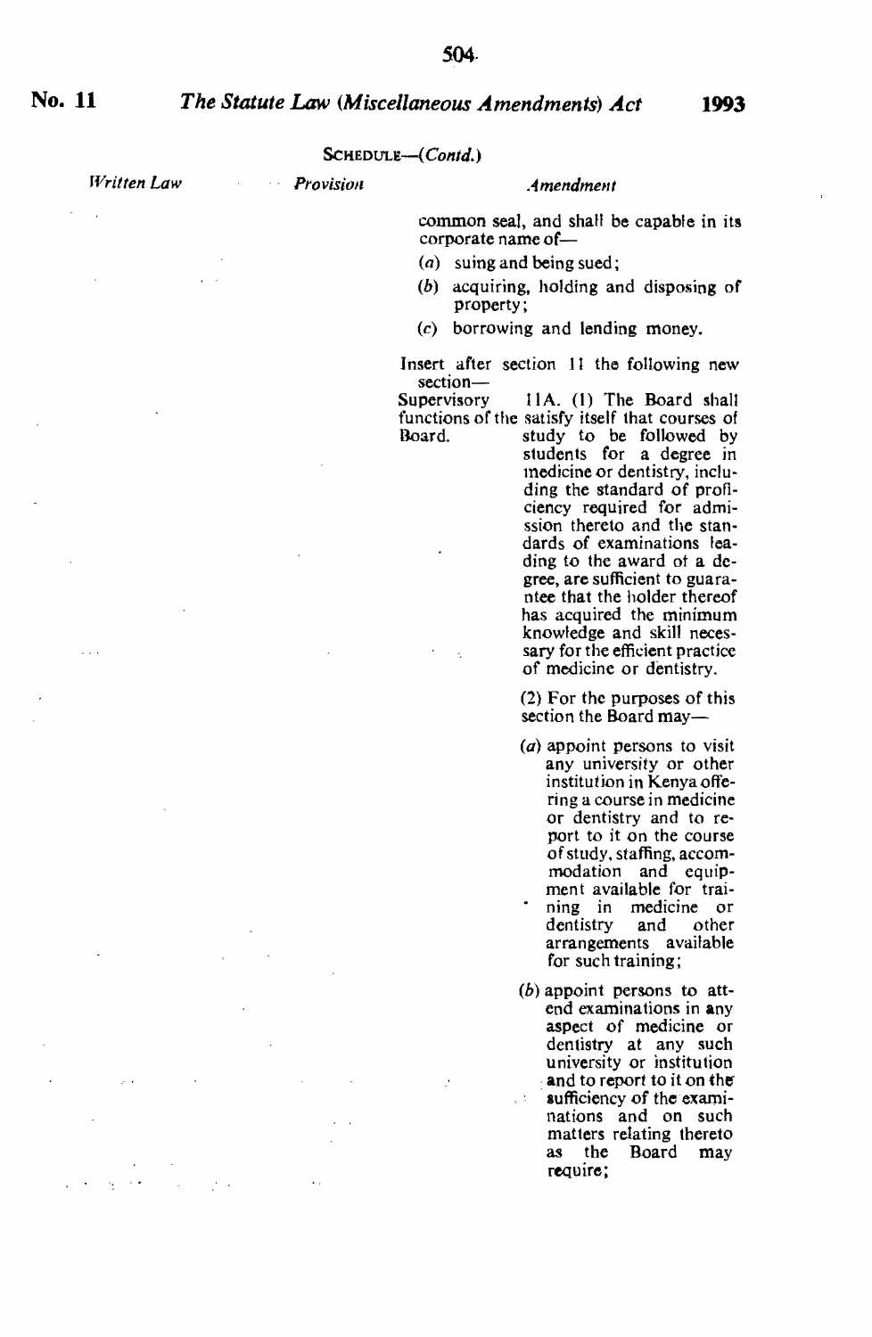SCHEDULE—(*Contd.*)

| *Written Law* | *Provision* | *Amendment* |
|---|---|---|
| | | common seal, and shall be capable in its corporate name of—<br>(*a*) suing and being sued;<br>(*b*) acquiring, holding and disposing of property;<br>(*c*) borrowing and lending money.<br><br>Insert after section 11 the following new section—<br><br>Supervisory functions of the Board. 11A. (1) The Board shall satisfy itself that courses of study to be followed by students for a degree in medicine or dentistry, including the standard of proficiency required for admission thereto and the standards of examinations leading to the award of a degree, are sufficient to guarantee that the holder thereof has acquired the minimum knowledge and skill necessary for the efficient practice of medicine or dentistry.<br><br>(2) For the purposes of this section the Board may—<br><br>(*a*) appoint persons to visit any university or other institution in Kenya offering a course in medicine or dentistry and to report to it on the course of study, staffing, accommodation and equipment available for training in medicine or dentistry and other arrangements available for such training;<br><br>(*b*) appoint persons to attend examinations in any aspect of medicine or dentistry at any such university or institution and to report to it on the sufficiency of the examinations and on such matters relating thereto as the Board may require; |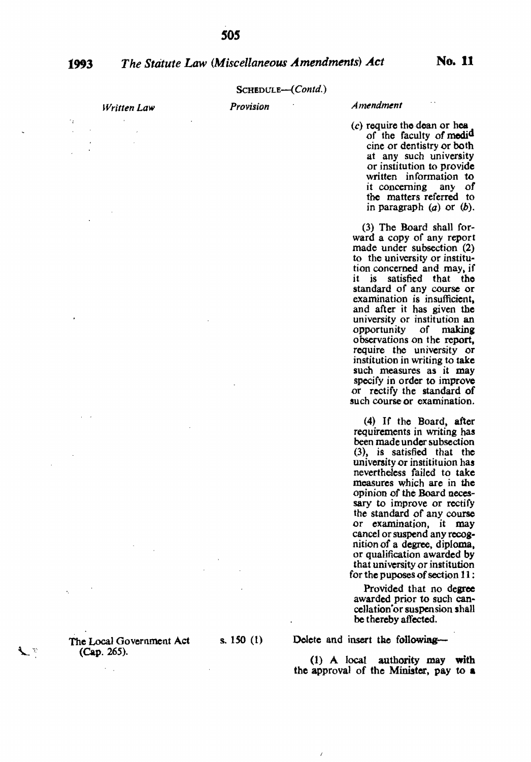SCHEDULE—(*Contd.*)

| *Written Law* | *Provision* | *Amendment* |
| --- | --- | --- |
| | | (*c*) require the dean or head of the faculty of medicine or dentistry or both at any such university or institution to provide written information to it concerning any of the matters referred to in paragraph (*a*) or (*b*).<br><br>(3) The Board shall forward a copy of any report made under subsection (2) to the university or institution concerned and may, if it is satisfied that the standard of any course or examination is insufficient, and after it has given the university or institution an opportunity of making observations on the report, require the university or institution in writing to take such measures as it may specify in order to improve or rectify the standard of such course or examination.<br><br>(4) If the Board, after requirements in writing has been made under subsection (3), is satisfied that the university or institituion has nevertheless failed to take measures which are in the opinion of the Board necessary to improve or rectify the standard of any course or examination, it may cancel or suspend any recognition of a degree, diploma, or qualification awarded by that university or institution for the puposes of section 11:<br><br>Provided that no degree awarded prior to such cancellation or suspension shall be thereby affected. |
| The Local Government Act (Cap. 265). | s. 150 (1) | Delete and insert the following—<br><br>(1) A local authority may with the approval of the Minister, pay to a |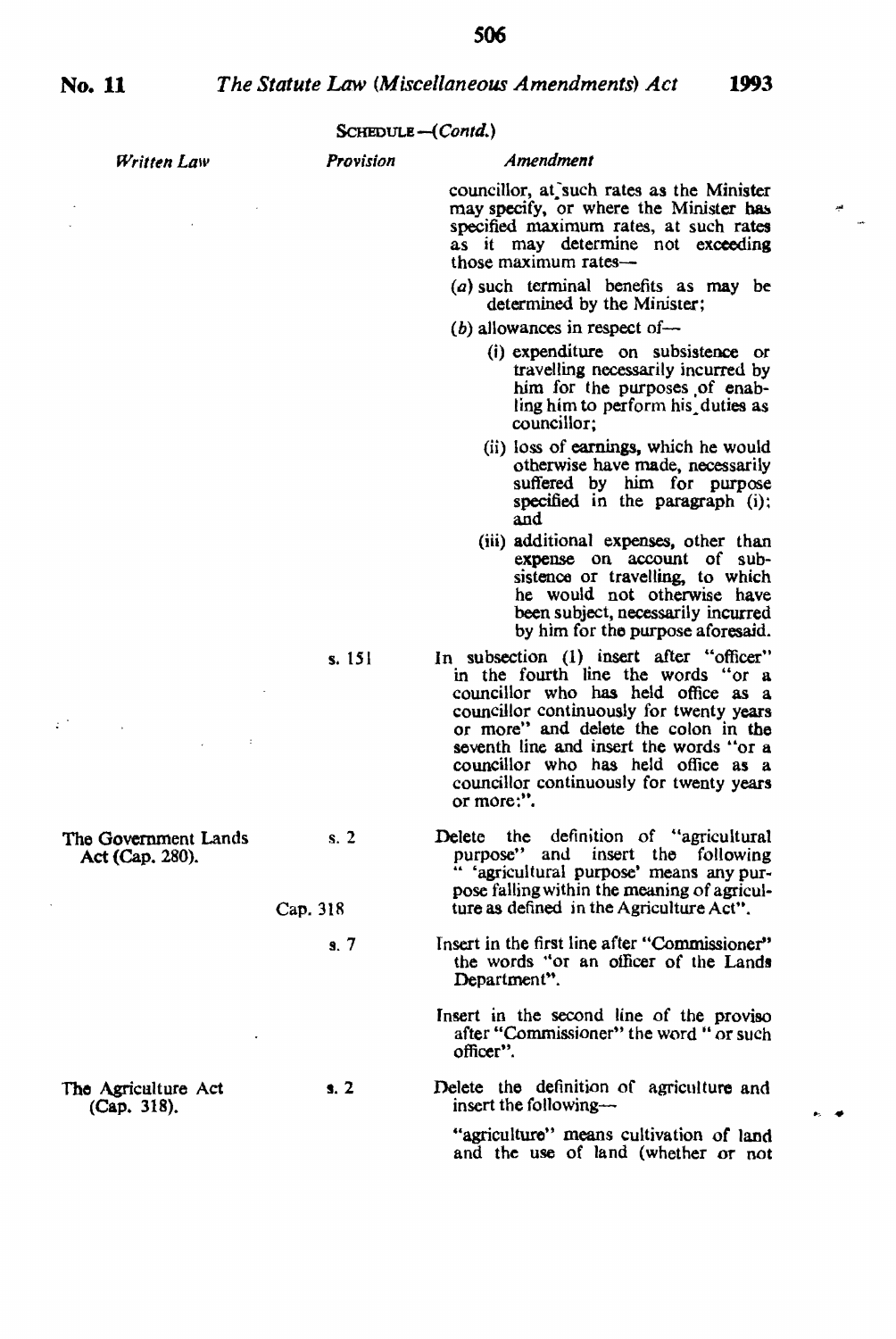SCHEDULE—(*Contd.*)

| *Written Law* | *Provision* | *Amendment* |
|---|---|---|
| | | councillor, at such rates as the Minister may specify, or where the Minister has specified maximum rates, at such rates as it may determine not exceeding those maximum rates—<br>(*a*) such terminal benefits as may be determined by the Minister;<br>(*b*) allowances in respect of—<br>(i) expenditure on subsistence or travelling necessarily incurred by him for the purposes of enabling him to perform his duties as councillor;<br>(ii) loss of earnings, which he would otherwise have made, necessarily suffered by him for purpose specified in the paragraph (i); and<br>(iii) additional expenses, other than expense on account of subsistence or travelling, to which he would not otherwise have been subject, necessarily incurred by him for the purpose aforesaid. |
| | s. 151 | In subsection (1) insert after "officer" in the fourth line the words "or a councillor who has held office as a councillor continuously for twenty years or more" and delete the colon in the seventh line and insert the words "or a councillor who has held office as a councillor continuously for twenty years or more:". |
| The Government Lands Act (Cap. 280). | s. 2<br>Cap. 318 | Delete the definition of "agricultural purpose" and insert the following " 'agricultural purpose' means any purpose falling within the meaning of agriculture as defined in the Agriculture Act". |
| | s. 7 | Insert in the first line after "Commissioner" the words "or an officer of the Lands Department".<br>Insert in the second line of the proviso after "Commissioner" the word " or such officer". |
| The Agriculture Act (Cap. 318). | s. 2 | Delete the definition of agriculture and insert the following—<br>"agriculture" means cultivation of land and the use of land (whether or not |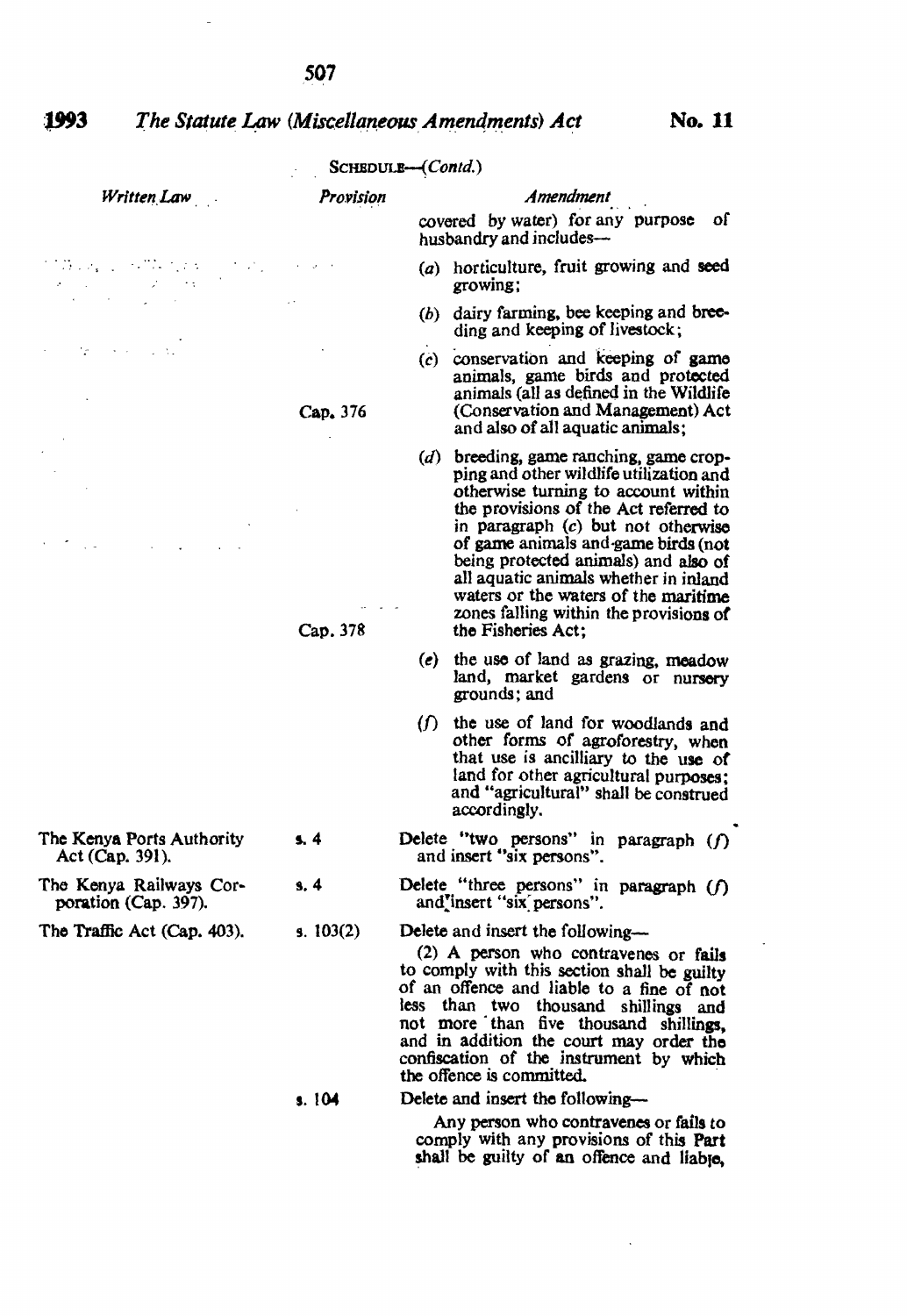SCHEDULE—(*Contd.*)

| *Written Law* | *Provision* | *Amendment* |
| --- | --- | --- |
| | | covered by water) for any purpose of husbandry and includes— |
| | | (*a*) horticulture, fruit growing and seed growing; |
| | | (*b*) dairy farming, bee keeping and breeding and keeping of livestock; |
| | Cap. 376 | (*c*) conservation and keeping of game animals, game birds and protected animals (all as defined in the Wildlife (Conservation and Management) Act and also of all aquatic animals; |
| | Cap. 378 | (*d*) breeding, game ranching, game cropping and other wildlife utilization and otherwise turning to account within the provisions of the Act referred to in paragraph (*c*) but not otherwise of game animals and game birds (not being protected animals) and also of all aquatic animals whether in inland waters or the waters of the maritime zones falling within the provisions of the Fisheries Act; |
| | | (*e*) the use of land as grazing, meadow land, market gardens or nursery grounds; and |
| | | (*f*) the use of land for woodlands and other forms of agroforestry, when that use is ancilliary to the use of land for other agricultural purposes; and "agricultural" shall be construed accordingly. |
| The Kenya Ports Authority Act (Cap. 391). | s. 4 | Delete "two persons" in paragraph (*f*) and insert "six persons". |
| The Kenya Railways Corporation (Cap. 397). | s. 4 | Delete "three persons" in paragraph (*f*) and insert "six persons". |
| The Traffic Act (Cap. 403). | s. 103(2) | Delete and insert the following— (2) A person who contravenes or fails to comply with this section shall be guilty of an offence and liable to a fine of not less than two thousand shillings and not more than five thousand shillings, and in addition the court may order the confiscation of the instrument by which the offence is committed. |
| | s. 104 | Delete and insert the following— Any person who contravenes or fails to comply with any provisions of this Part shall be guilty of an offence and liable, |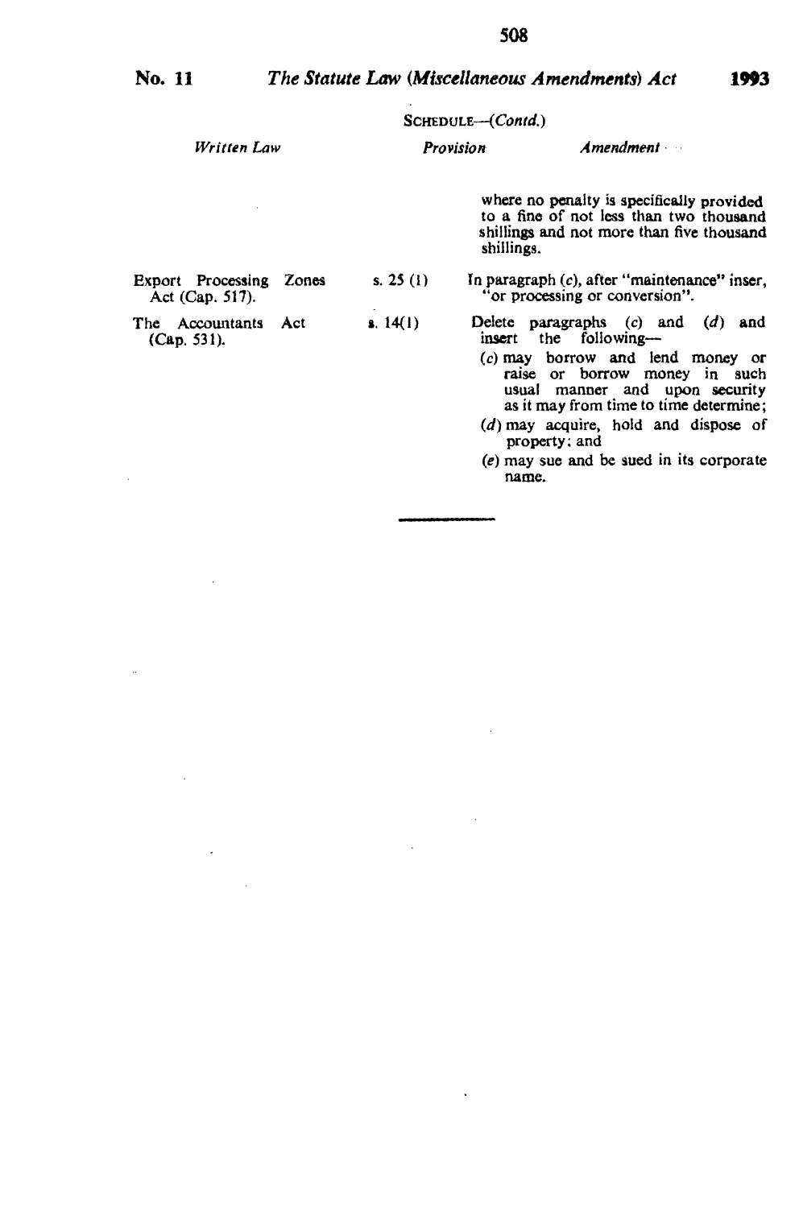SCHEDULE—(*Contd.*)

| *Written Law* | *Provision* | *Amendment* |
|---|---|---|
| | | where no penalty is specifically provided to a fine of not less than two thousand shillings and not more than five thousand shillings. |
| Export Processing Zones Act (Cap. 517). | s. 25 (1) | In paragraph (*c*), after "maintenance" inser, "or processing or conversion". |
| The Accountants Act (Cap. 531). | s. 14(1) | Delete paragraphs (*c*) and (*d*) and insert the following—<br>(*c*) may borrow and lend money or raise or borrow money in such usual manner and upon security as it may from time to time determine;<br>(*d*) may acquire, hold and dispose of property; and<br>(*e*) may sue and be sued in its corporate name. |